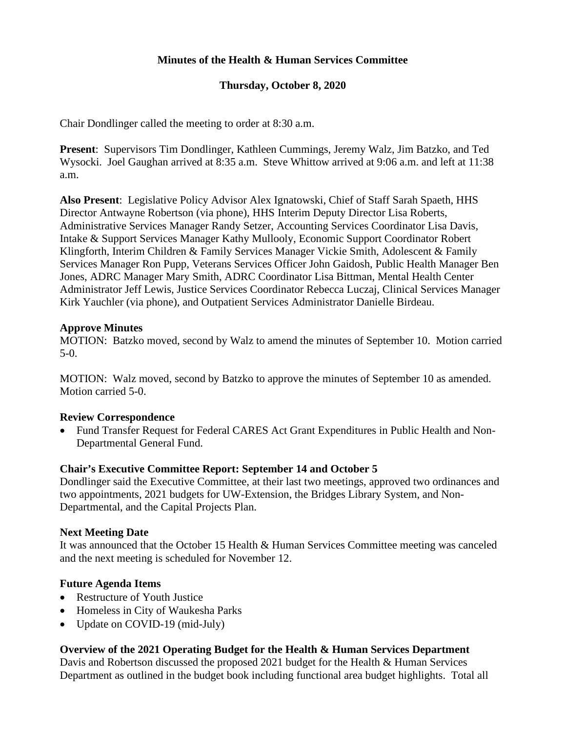**Minutes of the Health & Human Services Committee**

**Thursday, October 8, 2020**

Chair Dondlinger called the meeting to order at 8:30 a.m.

**Present**: Supervisors Tim Dondlinger, Kathleen Cummings, Jeremy Walz, Jim Batzko, and Ted Wysocki. Joel Gaughan arrived at 8:35 a.m. Steve Whittow arrived at 9:06 a.m. and left at 11:38 a.m.

**Also Present**: Legislative Policy Advisor Alex Ignatowski, Chief of Staff Sarah Spaeth, HHS Director Antwayne Robertson (via phone), HHS Interim Deputy Director Lisa Roberts, Administrative Services Manager Randy Setzer, Accounting Services Coordinator Lisa Davis, Intake & Support Services Manager Kathy Mullooly, Economic Support Coordinator Robert Klingforth, Interim Children & Family Services Manager Vickie Smith, Adolescent & Family Services Manager Ron Pupp, Veterans Services Officer John Gaidosh, Public Health Manager Ben Jones, ADRC Manager Mary Smith, ADRC Coordinator Lisa Bittman, Mental Health Center Administrator Jeff Lewis, Justice Services Coordinator Rebecca Luczaj, Clinical Services Manager Kirk Yauchler (via phone), and Outpatient Services Administrator Danielle Birdeau.

**Approve Minutes**

MOTION: Batzko moved, second by Walz to amend the minutes of September 10. Motion carried 5-0.

MOTION: Walz moved, second by Batzko to approve the minutes of September 10 as amended. Motion carried 5-0.

**Review Correspondence**

- Fund Transfer Request for Federal CARES Act Grant Expenditures in Public Health and Non-Departmental General Fund.

**Chair's Executive Committee Report: September 14 and October 5**

Dondlinger said the Executive Committee, at their last two meetings, approved two ordinances and two appointments, 2021 budgets for UW-Extension, the Bridges Library System, and Non-Departmental, and the Capital Projects Plan.

**Next Meeting Date**

It was announced that the October 15 Health & Human Services Committee meeting was canceled and the next meeting is scheduled for November 12.

**Future Agenda Items**

- Restructure of Youth Justice
- Homeless in City of Waukesha Parks
- Update on COVID-19 (mid-July)

**Overview of the 2021 Operating Budget for the Health & Human Services Department**

Davis and Robertson discussed the proposed 2021 budget for the Health & Human Services Department as outlined in the budget book including functional area budget highlights. Total all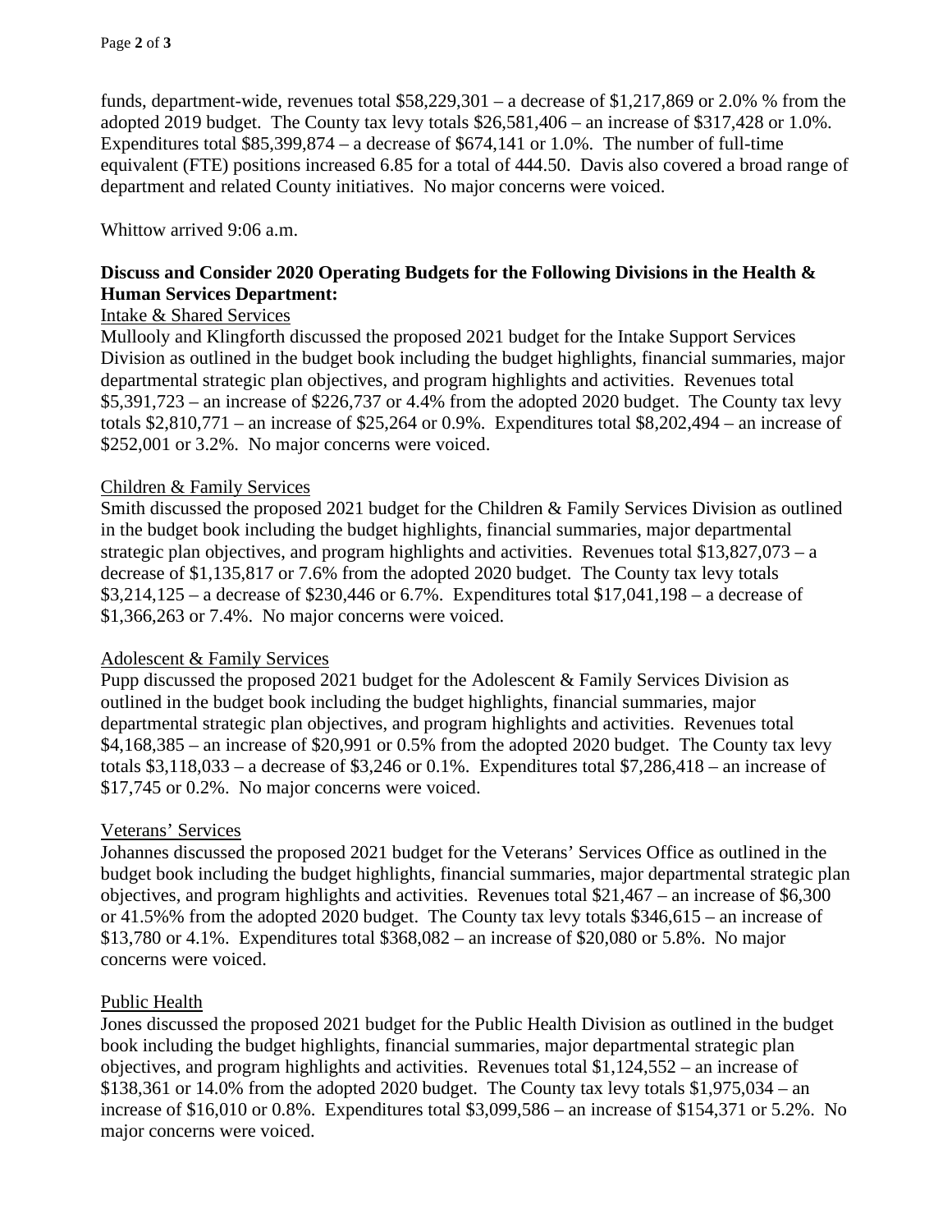funds, department-wide, revenues total $58,229,301 – a decrease of $1,217,869 or 2.0% % from the adopted 2019 budget. The County tax levy totals $26,581,406 – an increase of $317,428 or 1.0%. Expenditures total $85,399,874 – a decrease of $674,141 or 1.0%. The number of full-time equivalent (FTE) positions increased 6.85 for a total of 444.50. Davis also covered a broad range of department and related County initiatives. No major concerns were voiced.

Whittow arrived 9:06 a.m.

**Discuss and Consider 2020 Operating Budgets for the Following Divisions in the Health & Human Services Department:**

Intake & Shared Services

Mullooly and Klingforth discussed the proposed 2021 budget for the Intake Support Services Division as outlined in the budget book including the budget highlights, financial summaries, major departmental strategic plan objectives, and program highlights and activities. Revenues total $5,391,723 – an increase of $226,737 or 4.4% from the adopted 2020 budget. The County tax levy totals $2,810,771 – an increase of $25,264 or 0.9%. Expenditures total $8,202,494 – an increase of $252,001 or 3.2%. No major concerns were voiced.

Children & Family Services

Smith discussed the proposed 2021 budget for the Children & Family Services Division as outlined in the budget book including the budget highlights, financial summaries, major departmental strategic plan objectives, and program highlights and activities. Revenues total $13,827,073 – a decrease of $1,135,817 or 7.6% from the adopted 2020 budget. The County tax levy totals $3,214,125 – a decrease of $230,446 or 6.7%. Expenditures total $17,041,198 – a decrease of $1,366,263 or 7.4%. No major concerns were voiced.

Adolescent & Family Services

Pupp discussed the proposed 2021 budget for the Adolescent & Family Services Division as outlined in the budget book including the budget highlights, financial summaries, major departmental strategic plan objectives, and program highlights and activities. Revenues total $4,168,385 – an increase of $20,991 or 0.5% from the adopted 2020 budget. The County tax levy totals $3,118,033 – a decrease of $3,246 or 0.1%. Expenditures total $7,286,418 – an increase of $17,745 or 0.2%. No major concerns were voiced.

Veterans' Services

Johannes discussed the proposed 2021 budget for the Veterans' Services Office as outlined in the budget book including the budget highlights, financial summaries, major departmental strategic plan objectives, and program highlights and activities. Revenues total $21,467 – an increase of $6,300 or 41.5%% from the adopted 2020 budget. The County tax levy totals $346,615 – an increase of $13,780 or 4.1%. Expenditures total $368,082 – an increase of $20,080 or 5.8%. No major concerns were voiced.

Public Health

Jones discussed the proposed 2021 budget for the Public Health Division as outlined in the budget book including the budget highlights, financial summaries, major departmental strategic plan objectives, and program highlights and activities. Revenues total $1,124,552 – an increase of $138,361 or 14.0% from the adopted 2020 budget. The County tax levy totals $1,975,034 – an increase of $16,010 or 0.8%. Expenditures total $3,099,586 – an increase of $154,371 or 5.2%. No major concerns were voiced.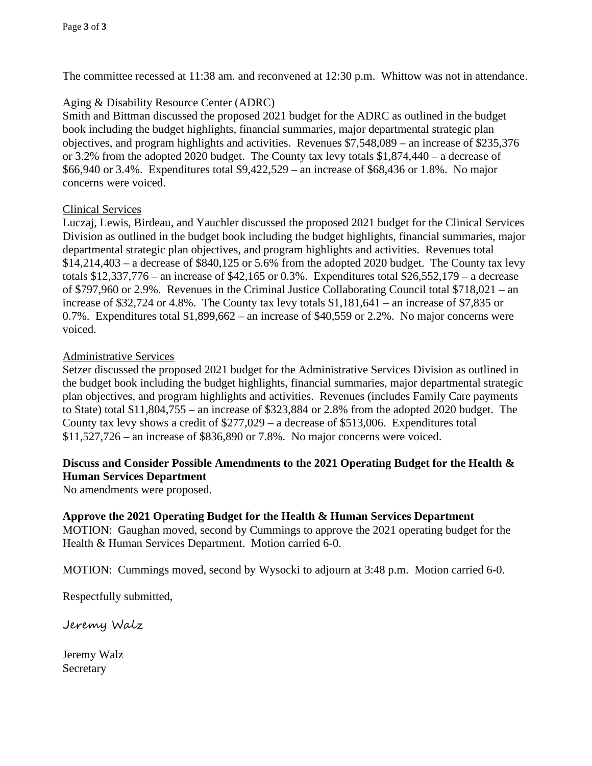The committee recessed at 11:38 am. and reconvened at 12:30 p.m. Whittow was not in attendance.

Aging & Disability Resource Center (ADRC)
Smith and Bittman discussed the proposed 2021 budget for the ADRC as outlined in the budget book including the budget highlights, financial summaries, major departmental strategic plan objectives, and program highlights and activities. Revenues $7,548,089 – an increase of $235,376 or 3.2% from the adopted 2020 budget. The County tax levy totals $1,874,440 – a decrease of $66,940 or 3.4%. Expenditures total $9,422,529 – an increase of $68,436 or 1.8%. No major concerns were voiced.

Clinical Services
Luczaj, Lewis, Birdeau, and Yauchler discussed the proposed 2021 budget for the Clinical Services Division as outlined in the budget book including the budget highlights, financial summaries, major departmental strategic plan objectives, and program highlights and activities. Revenues total $14,214,403 – a decrease of $840,125 or 5.6% from the adopted 2020 budget. The County tax levy totals $12,337,776 – an increase of $42,165 or 0.3%. Expenditures total $26,552,179 – a decrease of $797,960 or 2.9%. Revenues in the Criminal Justice Collaborating Council total $718,021 – an increase of $32,724 or 4.8%. The County tax levy totals $1,181,641 – an increase of $7,835 or 0.7%. Expenditures total $1,899,662 – an increase of $40,559 or 2.2%. No major concerns were voiced.

Administrative Services
Setzer discussed the proposed 2021 budget for the Administrative Services Division as outlined in the budget book including the budget highlights, financial summaries, major departmental strategic plan objectives, and program highlights and activities. Revenues (includes Family Care payments to State) total $11,804,755 – an increase of $323,884 or 2.8% from the adopted 2020 budget. The County tax levy shows a credit of $277,029 – a decrease of $513,006. Expenditures total $11,527,726 – an increase of $836,890 or 7.8%. No major concerns were voiced.

**Discuss and Consider Possible Amendments to the 2021 Operating Budget for the Health & Human Services Department**
No amendments were proposed.

**Approve the 2021 Operating Budget for the Health & Human Services Department**
MOTION: Gaughan moved, second by Cummings to approve the 2021 operating budget for the Health & Human Services Department. Motion carried 6-0.

MOTION: Cummings moved, second by Wysocki to adjourn at 3:48 p.m. Motion carried 6-0.

Respectfully submitted,

Jeremy Walz

Jeremy Walz
Secretary